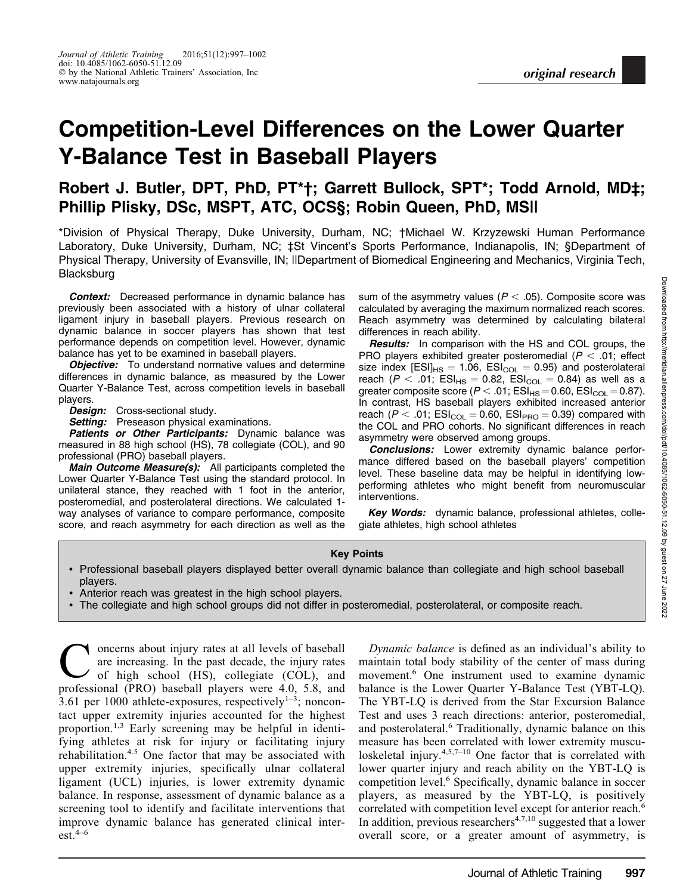original research

# Competition-Level Differences on the Lower Quarter Y-Balance Test in Baseball Players

**Robert J. Butler, DPT, PhD, PT*†; Garrett Bullock, SPT*; Todd Arnold, MD‡; Phillip Plisky, DSc, MSPT, ATC, OCS§; Robin Queen, PhD, MS||**

*Division of Physical Therapy, Duke University, Durham, NC; †Michael W. Krzyzewski Human Performance Laboratory, Duke University, Durham, NC; ‡St Vincent's Sports Performance, Indianapolis, IN; §Department of Physical Therapy, University of Evansville, IN; ||Department of Biomedical Engineering and Mechanics, Virginia Tech, Blacksburg

***Context:*** Decreased performance in dynamic balance has previously been associated with a history of ulnar collateral ligament injury in baseball players. Previous research on dynamic balance in soccer players has shown that test performance depends on competition level. However, dynamic balance has yet to be examined in baseball players.

***Objective:*** To understand normative values and determine differences in dynamic balance, as measured by the Lower Quarter Y-Balance Test, across competition levels in baseball players.

***Design:*** Cross-sectional study.

***Setting:*** Preseason physical examinations.

***Patients or Other Participants:*** Dynamic balance was measured in 88 high school (HS), 78 collegiate (COL), and 90 professional (PRO) baseball players.

***Main Outcome Measure(s):*** All participants completed the Lower Quarter Y-Balance Test using the standard protocol. In unilateral stance, they reached with 1 foot in the anterior, posteromedial, and posterolateral directions. We calculated 1-way analyses of variance to compare performance, composite score, and reach asymmetry for each direction as well as the sum of the asymmetry values ($P < .05$). Composite score was calculated by averaging the maximum normalized reach scores. Reach asymmetry was determined by calculating bilateral differences in reach ability.

***Results:*** In comparison with the HS and COL groups, the PRO players exhibited greater posteromedial ($P < .01$; effect size index $[ESI]_{HS} = 1.06$, $ESI_{COL} = 0.95$) and posterolateral reach ($P < .01$; $ESI_{HS} = 0.82$, $ESI_{COL} = 0.84$) as well as a greater composite score ($P < .01$; $ESI_{HS} = 0.60$, $ESI_{COL} = 0.87$). In contrast, HS baseball players exhibited increased anterior reach ($P < .01$; $ESI_{COL} = 0.60$, $ESI_{PRO} = 0.39$) compared with the COL and PRO cohorts. No significant differences in reach asymmetry were observed among groups.

***Conclusions:*** Lower extremity dynamic balance performance differed based on the baseball players' competition level. These baseline data may be helpful in identifying low-performing athletes who might benefit from neuromuscular interventions.

***Key Words:*** dynamic balance, professional athletes, collegiate athletes, high school athletes

**Key Points**

- Professional baseball players displayed better overall dynamic balance than collegiate and high school baseball players.
- Anterior reach was greatest in the high school players.
- The collegiate and high school groups did not differ in posteromedial, posterolateral, or composite reach.

Concerns about injury rates at all levels of baseball are increasing. In the past decade, the injury rates of high school (HS), collegiate (COL), and professional (PRO) baseball players were 4.0, 5.8, and 3.61 per 1000 athlete-exposures, respectively[1–3]; noncontact upper extremity injuries accounted for the highest proportion.[1,3] Early screening may be helpful in identifying athletes at risk for injury or facilitating injury rehabilitation.[4,5] One factor that may be associated with upper extremity injuries, specifically ulnar collateral ligament (UCL) injuries, is lower extremity dynamic balance. In response, assessment of dynamic balance as a screening tool to identify and facilitate interventions that improve dynamic balance has generated clinical interest.[4–6]

*Dynamic balance* is defined as an individual's ability to maintain total body stability of the center of mass during movement.[6] One instrument used to examine dynamic balance is the Lower Quarter Y-Balance Test (YBT-LQ). The YBT-LQ is derived from the Star Excursion Balance Test and uses 3 reach directions: anterior, posteromedial, and posterolateral.[6] Traditionally, dynamic balance on this measure has been correlated with lower extremity musculoskeletal injury.[4,5,7–10] One factor that is correlated with lower quarter injury and reach ability on the YBT-LQ is competition level.[6] Specifically, dynamic balance in soccer players, as measured by the YBT-LQ, is positively correlated with competition level except for anterior reach.[6] In addition, previous researchers[4,7,10] suggested that a lower overall score, or a greater amount of asymmetry, is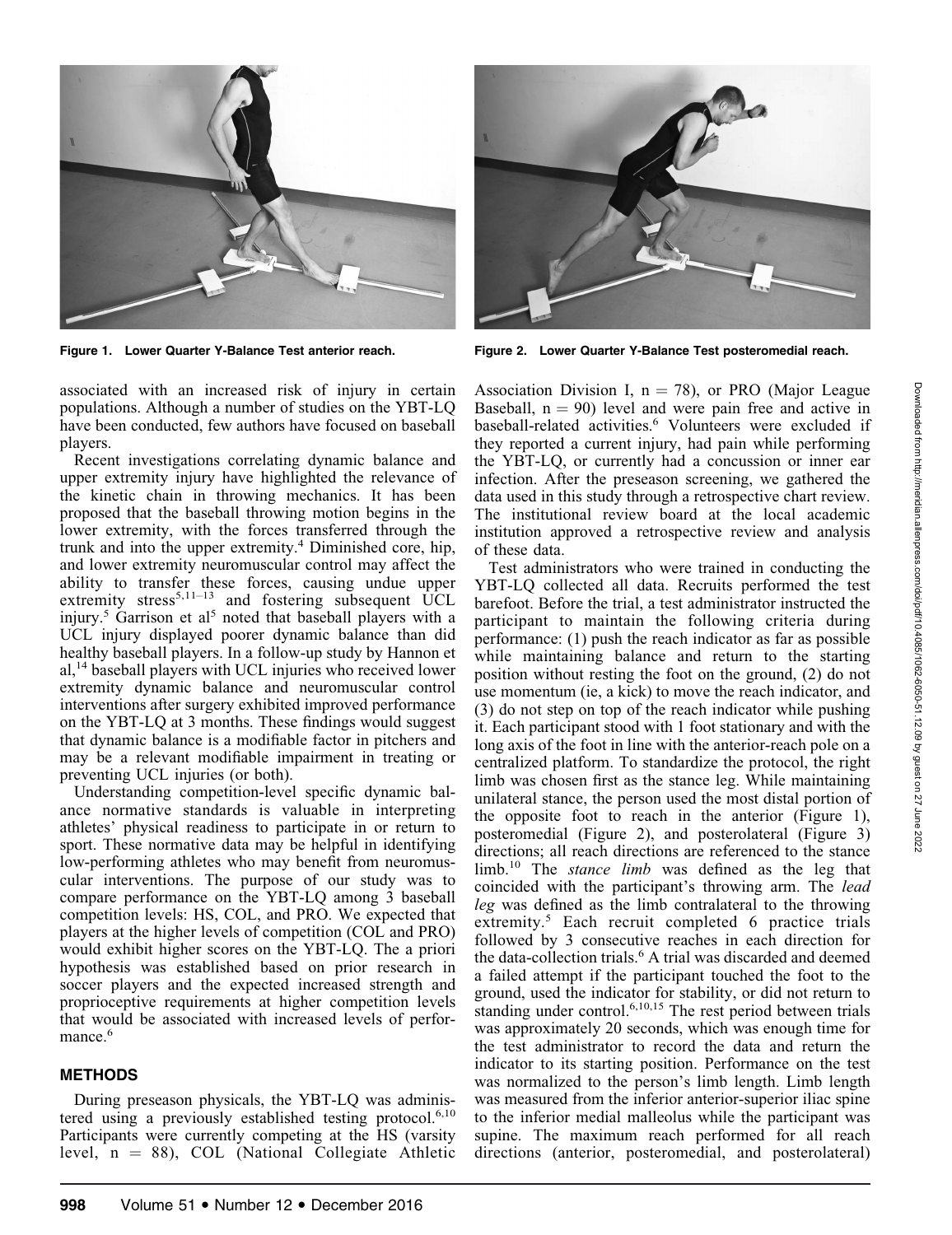Figure 1. Lower Quarter Y-Balance Test anterior reach.

Figure 2. Lower Quarter Y-Balance Test posteromedial reach.

associated with an increased risk of injury in certain populations. Although a number of studies on the YBT-LQ have been conducted, few authors have focused on baseball players.

Recent investigations correlating dynamic balance and upper extremity injury have highlighted the relevance of the kinetic chain in throwing mechanics. It has been proposed that the baseball throwing motion begins in the lower extremity, with the forces transferred through the trunk and into the upper extremity.[4] Diminished core, hip, and lower extremity neuromuscular control may affect the ability to transfer these forces, causing undue upper extremity stress[5,11–13] and fostering subsequent UCL injury.[5] Garrison et al[5] noted that baseball players with a UCL injury displayed poorer dynamic balance than did healthy baseball players. In a follow-up study by Hannon et al,[14] baseball players with UCL injuries who received lower extremity dynamic balance and neuromuscular control interventions after surgery exhibited improved performance on the YBT-LQ at 3 months. These findings would suggest that dynamic balance is a modifiable factor in pitchers and may be a relevant modifiable impairment in treating or preventing UCL injuries (or both).

Understanding competition-level specific dynamic balance normative standards is valuable in interpreting athletes' physical readiness to participate in or return to sport. These normative data may be helpful in identifying low-performing athletes who may benefit from neuromuscular interventions. The purpose of our study was to compare performance on the YBT-LQ among 3 baseball competition levels: HS, COL, and PRO. We expected that players at the higher levels of competition (COL and PRO) would exhibit higher scores on the YBT-LQ. The a priori hypothesis was established based on prior research in soccer players and the expected increased strength and proprioceptive requirements at higher competition levels that would be associated with increased levels of performance.[6]

## METHODS

During preseason physicals, the YBT-LQ was administered using a previously established testing protocol.[6,10] Participants were currently competing at the HS (varsity level, n = 88), COL (National Collegiate Athletic Association Division I, n = 78), or PRO (Major League Baseball, n = 90) level and were pain free and active in baseball-related activities.[6] Volunteers were excluded if they reported a current injury, had pain while performing the YBT-LQ, or currently had a concussion or inner ear infection. After the preseason screening, we gathered the data used in this study through a retrospective chart review. The institutional review board at the local academic institution approved a retrospective review and analysis of these data.

Test administrators who were trained in conducting the YBT-LQ collected all data. Recruits performed the test barefoot. Before the trial, a test administrator instructed the participant to maintain the following criteria during performance: (1) push the reach indicator as far as possible while maintaining balance and return to the starting position without resting the foot on the ground, (2) do not use momentum (ie, a kick) to move the reach indicator, and (3) do not step on top of the reach indicator while pushing it. Each participant stood with 1 foot stationary and with the long axis of the foot in line with the anterior-reach pole on a centralized platform. To standardize the protocol, the right limb was chosen first as the stance leg. While maintaining unilateral stance, the person used the most distal portion of the opposite foot to reach in the anterior (Figure 1), posteromedial (Figure 2), and posterolateral (Figure 3) directions; all reach directions are referenced to the stance limb.[10] The *stance limb* was defined as the leg that coincided with the participant's throwing arm. The *lead leg* was defined as the limb contralateral to the throwing extremity.[5] Each recruit completed 6 practice trials followed by 3 consecutive reaches in each direction for the data-collection trials.[6] A trial was discarded and deemed a failed attempt if the participant touched the foot to the ground, used the indicator for stability, or did not return to standing under control.[6,10,15] The rest period between trials was approximately 20 seconds, which was enough time for the test administrator to record the data and return the indicator to its starting position. Performance on the test was normalized to the person's limb length. Limb length was measured from the inferior anterior-superior iliac spine to the inferior medial malleolus while the participant was supine. The maximum reach performed for all reach directions (anterior, posteromedial, and posterolateral)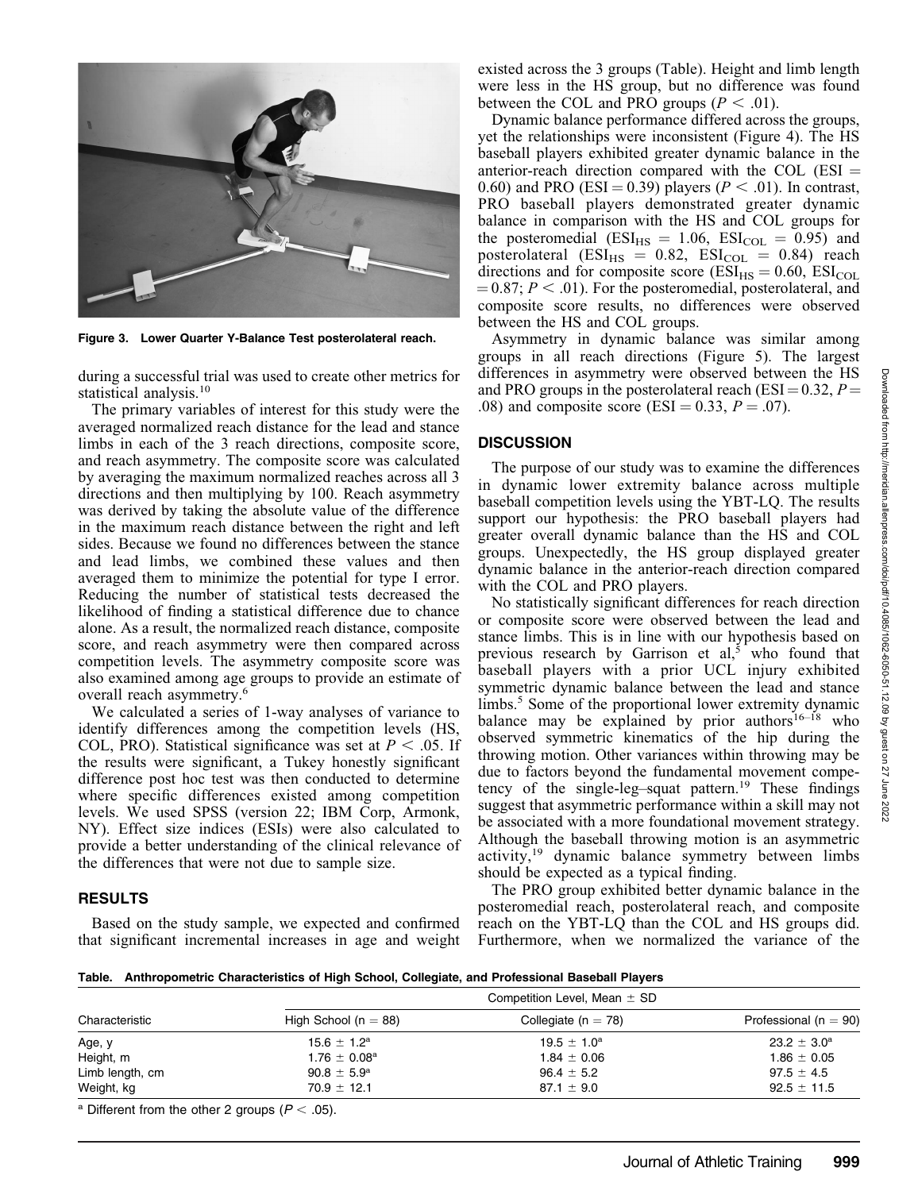Figure 3. Lower Quarter Y-Balance Test posterolateral reach.

during a successful trial was used to create other metrics for statistical analysis.[10]

The primary variables of interest for this study were the averaged normalized reach distance for the lead and stance limbs in each of the 3 reach directions, composite score, and reach asymmetry. The composite score was calculated by averaging the maximum normalized reaches across all 3 directions and then multiplying by 100. Reach asymmetry was derived by taking the absolute value of the difference in the maximum reach distance between the right and left sides. Because we found no differences between the stance and lead limbs, we combined these values and then averaged them to minimize the potential for type I error. Reducing the number of statistical tests decreased the likelihood of finding a statistical difference due to chance alone. As a result, the normalized reach distance, composite score, and reach asymmetry were then compared across competition levels. The asymmetry composite score was also examined among age groups to provide an estimate of overall reach asymmetry.[6]

We calculated a series of 1-way analyses of variance to identify differences among the competition levels (HS, COL, PRO). Statistical significance was set at $P < .05$. If the results were significant, a Tukey honestly significant difference post hoc test was then conducted to determine where specific differences existed among competition levels. We used SPSS (version 22; IBM Corp, Armonk, NY). Effect size indices (ESIs) were also calculated to provide a better understanding of the clinical relevance of the differences that were not due to sample size.

## RESULTS

Based on the study sample, we expected and confirmed that significant incremental increases in age and weight existed across the 3 groups (Table). Height and limb length were less in the HS group, but no difference was found between the COL and PRO groups ($P < .01$).

Dynamic balance performance differed across the groups, yet the relationships were inconsistent (Figure 4). The HS baseball players exhibited greater dynamic balance in the anterior-reach direction compared with the COL (ESI = 0.60) and PRO (ESI = 0.39) players ($P < .01$). In contrast, PRO baseball players demonstrated greater dynamic balance in comparison with the HS and COL groups for the posteromedial ($ESI_{HS} = 1.06$, $ESI_{COL} = 0.95$) and posterolateral ($ESI_{HS} = 0.82$, $ESI_{COL} = 0.84$) reach directions and for composite score ($ESI_{HS} = 0.60$, $ESI_{COL} = 0.87$; $P < .01$). For the posteromedial, posterolateral, and composite score results, no differences were observed between the HS and COL groups.

Asymmetry in dynamic balance was similar among groups in all reach directions (Figure 5). The largest differences in asymmetry were observed between the HS and PRO groups in the posterolateral reach (ESI = 0.32, $P = .08$) and composite score (ESI = 0.33, $P = .07$).

## DISCUSSION

The purpose of our study was to examine the differences in dynamic lower extremity balance across multiple baseball competition levels using the YBT-LQ. The results support our hypothesis: the PRO baseball players had greater overall dynamic balance than the HS and COL groups. Unexpectedly, the HS group displayed greater dynamic balance in the anterior-reach direction compared with the COL and PRO players.

No statistically significant differences for reach direction or composite score were observed between the lead and stance limbs. This is in line with our hypothesis based on previous research by Garrison et al,[5] who found that baseball players with a prior UCL injury exhibited symmetric dynamic balance between the lead and stance limbs.[5] Some of the proportional lower extremity dynamic balance may be explained by prior authors[16–18] who observed symmetric kinematics of the hip during the throwing motion. Other variances within throwing may be due to factors beyond the fundamental movement competency of the single-leg–squat pattern.[19] These findings suggest that asymmetric performance within a skill may not be associated with a more foundational movement strategy. Although the baseball throwing motion is an asymmetric activity,[19] dynamic balance symmetry between limbs should be expected as a typical finding.

The PRO group exhibited better dynamic balance in the posteromedial reach, posterolateral reach, and composite reach on the YBT-LQ than the COL and HS groups did. Furthermore, when we normalized the variance of the

**Table. Anthropometric Characteristics of High School, Collegiate, and Professional Baseball Players**

| Characteristic | Competition Level, Mean ± SD | | |
|---|---|---|---|
| | High School (n = 88) | Collegiate (n = 78) | Professional (n = 90) |
| Age, y | 15.6 ± 1.2[a] | 19.5 ± 1.0[a] | 23.2 ± 3.0[a] |
| Height, m | 1.76 ± 0.08[a] | 1.84 ± 0.06 | 1.86 ± 0.05 |
| Limb length, cm | 90.8 ± 5.9[a] | 96.4 ± 5.2 | 97.5 ± 4.5 |
| Weight, kg | 70.9 ± 12.1 | 87.1 ± 9.0 | 92.5 ± 11.5 |

[a] Different from the other 2 groups ($P < .05$).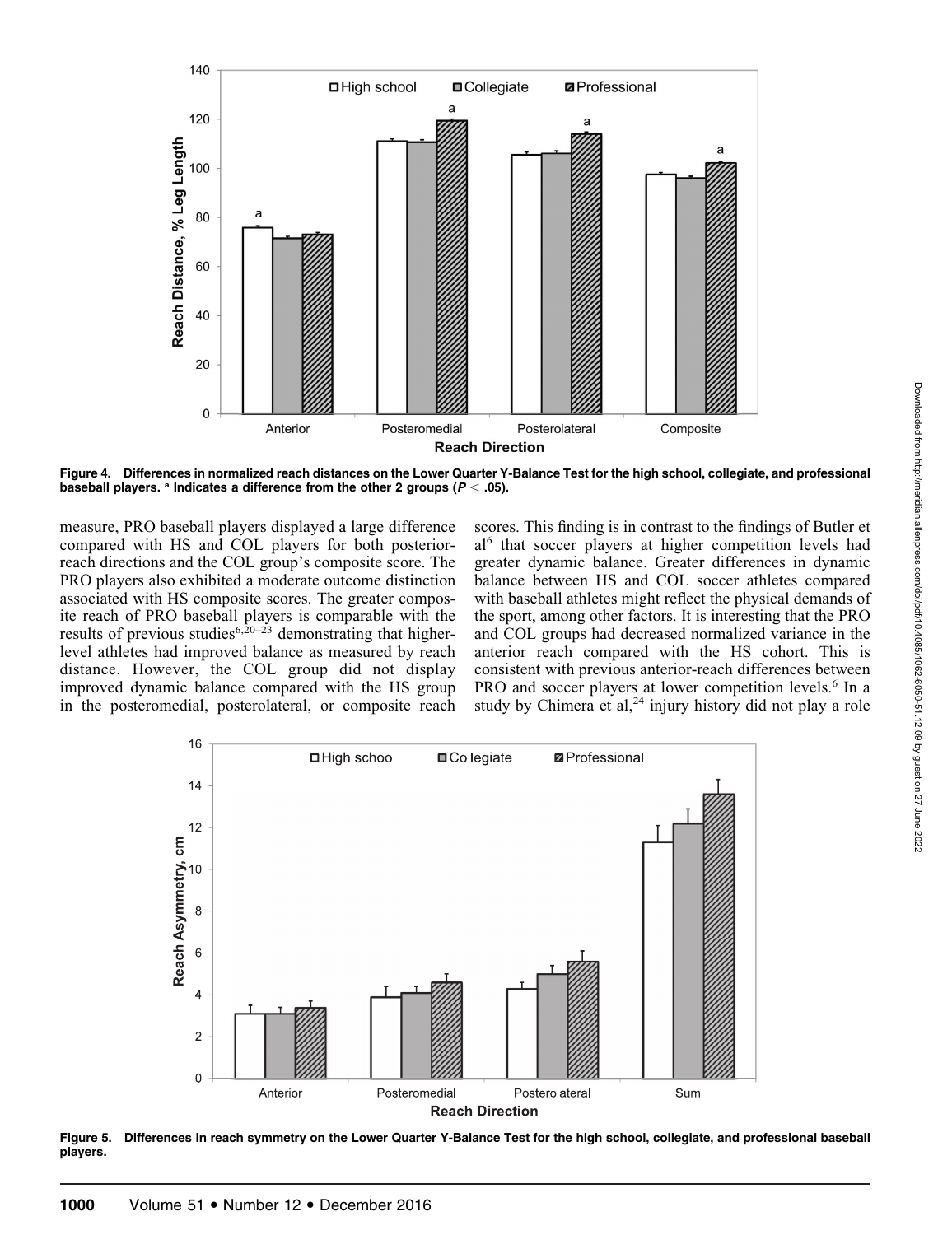Figure 4. Differences in normalized reach distances on the Lower Quarter Y-Balance Test for the high school, collegiate, and professional baseball players. [a] Indicates a difference from the other 2 groups ($P < .05$).

measure, PRO baseball players displayed a large difference compared with HS and COL players for both posterior-reach directions and the COL group's composite score. The PRO players also exhibited a moderate outcome distinction associated with HS composite scores. The greater composite reach of PRO baseball players is comparable with the results of previous studies[6,20–23] demonstrating that higher-level athletes had improved balance as measured by reach distance. However, the COL group did not display improved dynamic balance compared with the HS group in the posteromedial, posterolateral, or composite reach scores. This finding is in contrast to the findings of Butler et al[6] that soccer players at higher competition levels had greater dynamic balance. Greater differences in dynamic balance between HS and COL soccer athletes compared with baseball athletes might reflect the physical demands of the sport, among other factors. It is interesting that the PRO and COL groups had decreased normalized variance in the anterior reach compared with the HS cohort. This is consistent with previous anterior-reach differences between PRO and soccer players at lower competition levels.[6] In a study by Chimera et al,[24] injury history did not play a role

Figure 5. Differences in reach symmetry on the Lower Quarter Y-Balance Test for the high school, collegiate, and professional baseball players.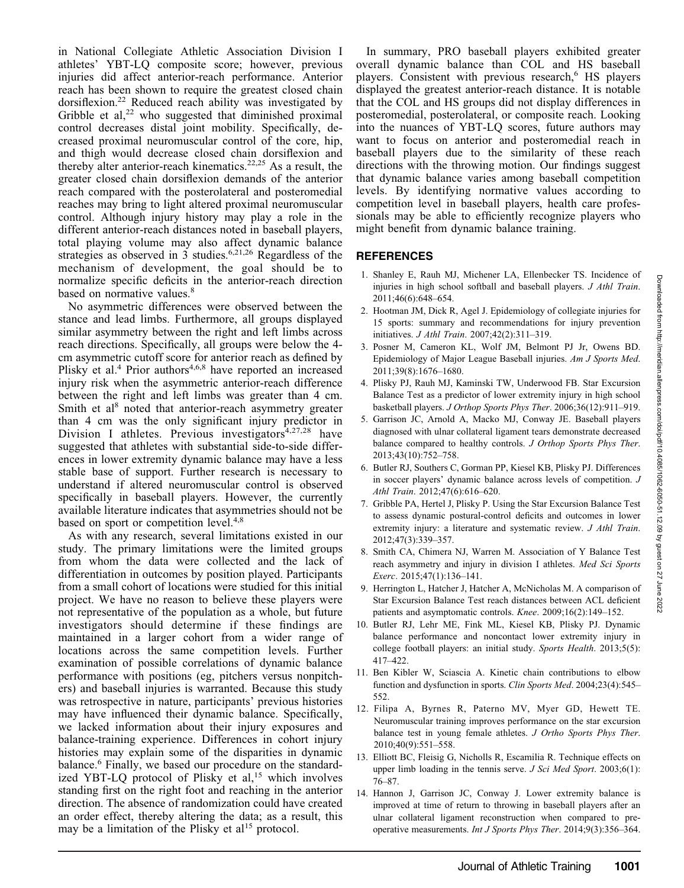in National Collegiate Athletic Association Division I athletes' YBT-LQ composite score; however, previous injuries did affect anterior-reach performance. Anterior reach has been shown to require the greatest closed chain dorsiflexion.[22] Reduced reach ability was investigated by Gribble et al,[22] who suggested that diminished proximal control decreases distal joint mobility. Specifically, decreased proximal neuromuscular control of the core, hip, and thigh would decrease closed chain dorsiflexion and thereby alter anterior-reach kinematics.[22,25] As a result, the greater closed chain dorsiflexion demands of the anterior reach compared with the posterolateral and posteromedial reaches may bring to light altered proximal neuromuscular control. Although injury history may play a role in the different anterior-reach distances noted in baseball players, total playing volume may also affect dynamic balance strategies as observed in 3 studies.[6,21,26] Regardless of the mechanism of development, the goal should be to normalize specific deficits in the anterior-reach direction based on normative values.[8]

No asymmetric differences were observed between the stance and lead limbs. Furthermore, all groups displayed similar asymmetry between the right and left limbs across reach directions. Specifically, all groups were below the 4-cm asymmetric cutoff score for anterior reach as defined by Plisky et al.[4] Prior authors[4,6,8] have reported an increased injury risk when the asymmetric anterior-reach difference between the right and left limbs was greater than 4 cm. Smith et al[8] noted that anterior-reach asymmetry greater than 4 cm was the only significant injury predictor in Division I athletes. Previous investigators[4,27,28] have suggested that athletes with substantial side-to-side differences in lower extremity dynamic balance may have a less stable base of support. Further research is necessary to understand if altered neuromuscular control is observed specifically in baseball players. However, the currently available literature indicates that asymmetries should not be based on sport or competition level.[4,8]

As with any research, several limitations existed in our study. The primary limitations were the limited groups from whom the data were collected and the lack of differentiation in outcomes by position played. Participants from a small cohort of locations were studied for this initial project. We have no reason to believe these players were not representative of the population as a whole, but future investigators should determine if these findings are maintained in a larger cohort from a wider range of locations across the same competition levels. Further examination of possible correlations of dynamic balance performance with positions (eg, pitchers versus nonpitchers) and baseball injuries is warranted. Because this study was retrospective in nature, participants' previous histories may have influenced their dynamic balance. Specifically, we lacked information about their injury exposures and balance-training experience. Differences in cohort injury histories may explain some of the disparities in dynamic balance.[6] Finally, we based our procedure on the standardized YBT-LQ protocol of Plisky et al,[15] which involves standing first on the right foot and reaching in the anterior direction. The absence of randomization could have created an order effect, thereby altering the data; as a result, this may be a limitation of the Plisky et al[15] protocol.

In summary, PRO baseball players exhibited greater overall dynamic balance than COL and HS baseball players. Consistent with previous research,[6] HS players displayed the greatest anterior-reach distance. It is notable that the COL and HS groups did not display differences in posteromedial, posterolateral, or composite reach. Looking into the nuances of YBT-LQ scores, future authors may want to focus on anterior and posteromedial reach in baseball players due to the similarity of these reach directions with the throwing motion. Our findings suggest that dynamic balance varies among baseball competition levels. By identifying normative values according to competition level in baseball players, health care professionals may be able to efficiently recognize players who might benefit from dynamic balance training.

## REFERENCES

1. Shanley E, Rauh MJ, Michener LA, Ellenbecker TS. Incidence of injuries in high school softball and baseball players. *J Athl Train*. 2011;46(6):648–654.
2. Hootman JM, Dick R, Agel J. Epidemiology of collegiate injuries for 15 sports: summary and recommendations for injury prevention initiatives. *J Athl Train*. 2007;42(2):311–319.
3. Posner M, Cameron KL, Wolf JM, Belmont PJ Jr, Owens BD. Epidemiology of Major League Baseball injuries. *Am J Sports Med*. 2011;39(8):1676–1680.
4. Plisky PJ, Rauh MJ, Kaminski TW, Underwood FB. Star Excursion Balance Test as a predictor of lower extremity injury in high school basketball players. *J Orthop Sports Phys Ther*. 2006;36(12):911–919.
5. Garrison JC, Arnold A, Macko MJ, Conway JE. Baseball players diagnosed with ulnar collateral ligament tears demonstrate decreased balance compared to healthy controls. *J Orthop Sports Phys Ther*. 2013;43(10):752–758.
6. Butler RJ, Southers C, Gorman PP, Kiesel KB, Plisky PJ. Differences in soccer players' dynamic balance across levels of competition. *J Athl Train*. 2012;47(6):616–620.
7. Gribble PA, Hertel J, Plisky P. Using the Star Excursion Balance Test to assess dynamic postural-control deficits and outcomes in lower extremity injury: a literature and systematic review. *J Athl Train*. 2012;47(3):339–357.
8. Smith CA, Chimera NJ, Warren M. Association of Y Balance Test reach asymmetry and injury in division I athletes. *Med Sci Sports Exerc*. 2015;47(1):136–141.
9. Herrington L, Hatcher J, Hatcher A, McNicholas M. A comparison of Star Excursion Balance Test reach distances between ACL deficient patients and asymptomatic controls. *Knee*. 2009;16(2):149–152.
10. Butler RJ, Lehr ME, Fink ML, Kiesel KB, Plisky PJ. Dynamic balance performance and noncontact lower extremity injury in college football players: an initial study. *Sports Health*. 2013;5(5): 417–422.
11. Ben Kibler W, Sciascia A. Kinetic chain contributions to elbow function and dysfunction in sports. *Clin Sports Med*. 2004;23(4):545–552.
12. Filipa A, Byrnes R, Paterno MV, Myer GD, Hewett TE. Neuromuscular training improves performance on the star excursion balance test in young female athletes. *J Ortho Sports Phys Ther*. 2010;40(9):551–558.
13. Elliott BC, Fleisig G, Nicholls R, Escamilia R. Technique effects on upper limb loading in the tennis serve. *J Sci Med Sport*. 2003;6(1): 76–87.
14. Hannon J, Garrison JC, Conway J. Lower extremity balance is improved at time of return to throwing in baseball players after an ulnar collateral ligament reconstruction when compared to preoperative measurements. *Int J Sports Phys Ther*. 2014;9(3):356–364.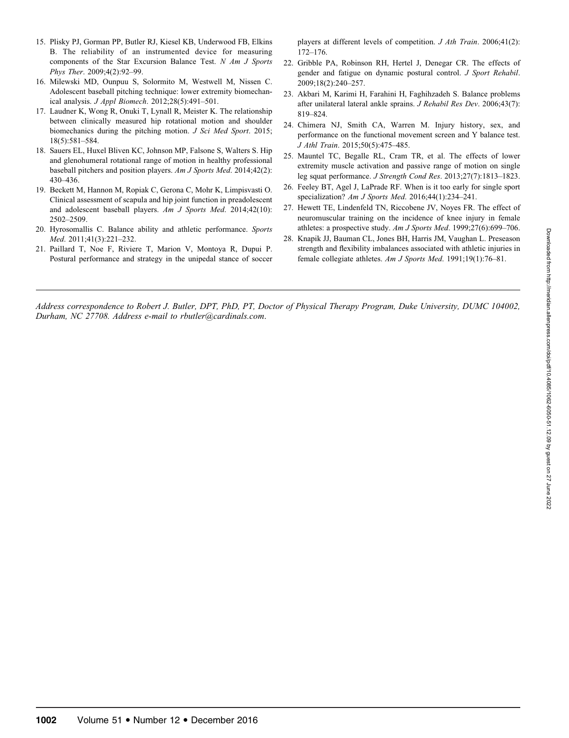15. Plisky PJ, Gorman PP, Butler RJ, Kiesel KB, Underwood FB, Elkins B. The reliability of an instrumented device for measuring components of the Star Excursion Balance Test. *N Am J Sports Phys Ther*. 2009;4(2):92–99.
16. Milewski MD, Ounpuu S, Solormito M, Westwell M, Nissen C. Adolescent baseball pitching technique: lower extremity biomechanical analysis. *J Appl Biomech*. 2012;28(5):491–501.
17. Laudner K, Wong R, Onuki T, Lynall R, Meister K. The relationship between clinically measured hip rotational motion and shoulder biomechanics during the pitching motion. *J Sci Med Sport*. 2015; 18(5):581–584.
18. Sauers EL, Huxel Bliven KC, Johnson MP, Falsone S, Walters S. Hip and glenohumeral rotational range of motion in healthy professional baseball pitchers and position players. *Am J Sports Med*. 2014;42(2): 430–436.
19. Beckett M, Hannon M, Ropiak C, Gerona C, Mohr K, Limpisvasti O. Clinical assessment of scapula and hip joint function in preadolescent and adolescent baseball players. *Am J Sports Med*. 2014;42(10): 2502–2509.
20. Hyrosomallis C. Balance ability and athletic performance. *Sports Med*. 2011;41(3):221–232.
21. Paillard T, Noe F, Riviere T, Marion V, Montoya R, Dupui P. Postural performance and strategy in the unipedal stance of soccer players at different levels of competition. *J Ath Train*. 2006;41(2): 172–176.
22. Gribble PA, Robinson RH, Hertel J, Denegar CR. The effects of gender and fatigue on dynamic postural control. *J Sport Rehabil*. 2009;18(2):240–257.
23. Akbari M, Karimi H, Farahini H, Faghihzadeh S. Balance problems after unilateral lateral ankle sprains. *J Rehabil Res Dev*. 2006;43(7): 819–824.
24. Chimera NJ, Smith CA, Warren M. Injury history, sex, and performance on the functional movement screen and Y balance test. *J Athl Train*. 2015;50(5):475–485.
25. Mauntel TC, Begalle RL, Cram TR, et al. The effects of lower extremity muscle activation and passive range of motion on single leg squat performance. *J Strength Cond Res*. 2013;27(7):1813–1823.
26. Feeley BT, Agel J, LaPrade RF. When is it too early for single sport specialization? *Am J Sports Med*. 2016;44(1):234–241.
27. Hewett TE, Lindenfeld TN, Riccobene JV, Noyes FR. The effect of neuromuscular training on the incidence of knee injury in female athletes: a prospective study. *Am J Sports Med*. 1999;27(6):699–706.
28. Knapik JJ, Bauman CL, Jones BH, Harris JM, Vaughan L. Preseason strength and flexibility imbalances associated with athletic injuries in female collegiate athletes. *Am J Sports Med*. 1991;19(1):76–81.

---

*Address correspondence to Robert J. Butler, DPT, PhD, PT, Doctor of Physical Therapy Program, Duke University, DUMC 104002, Durham, NC 27708. Address e-mail to rbutler@cardinals.com.*